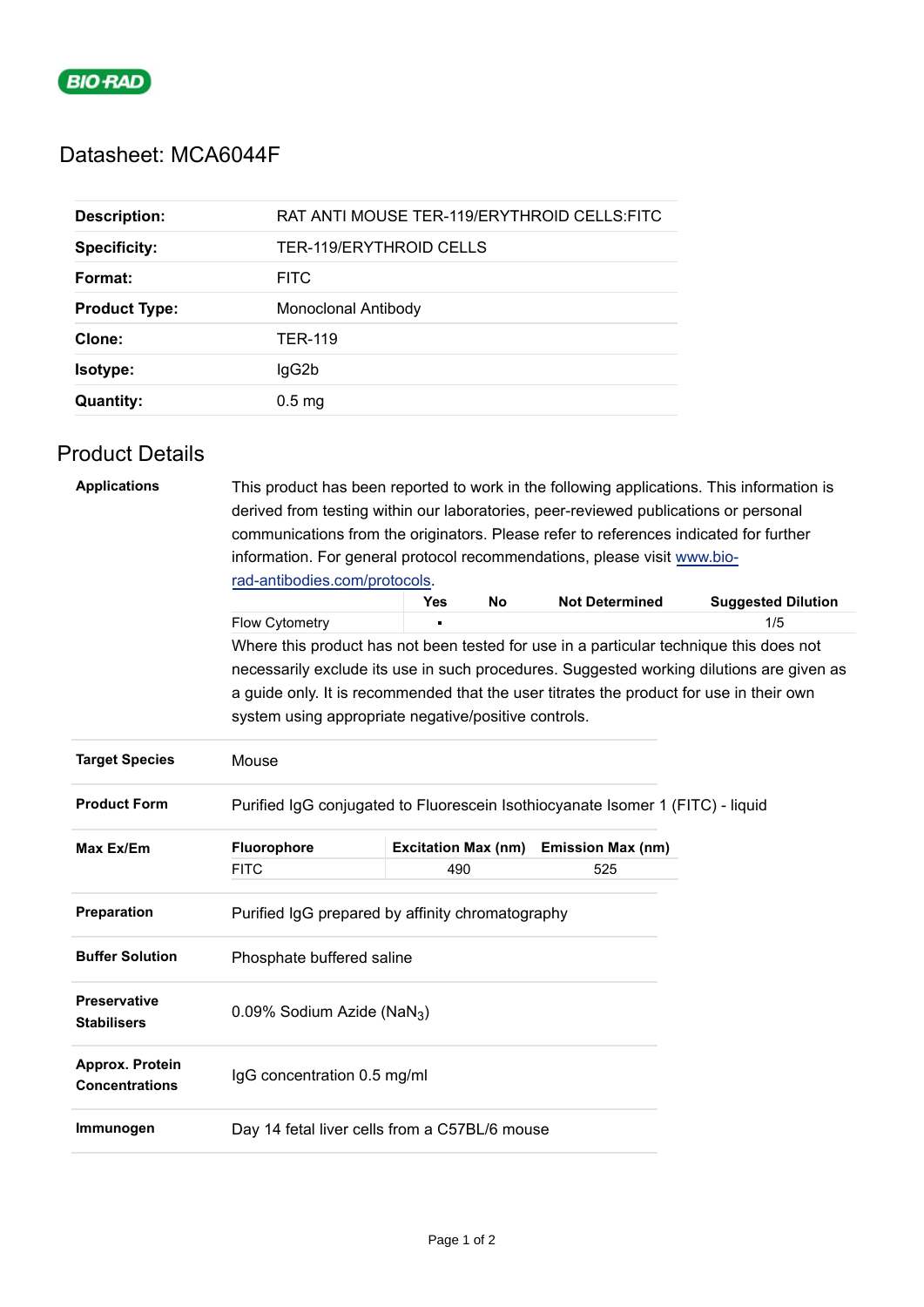# Datasheet: MCA6044F

| | |
|---|---|
| **Description:** | RAT ANTI MOUSE TER-119/ERYTHROID CELLS:FITC |
| **Specificity:** | TER-119/ERYTHROID CELLS |
| **Format:** | FITC |
| **Product Type:** | Monoclonal Antibody |
| **Clone:** | TER-119 |
| **Isotype:** | IgG2b |
| **Quantity:** | 0.5 mg |

## Product Details

**Applications**

This product has been reported to work in the following applications. This information is derived from testing within our laboratories, peer-reviewed publications or personal communications from the originators. Please refer to references indicated for further information. For general protocol recommendations, please visit www.bio-rad-antibodies.com/protocols.

| | Yes | No | Not Determined | Suggested Dilution |
|---|---|---|---|---|
| Flow Cytometry | ▪ | | | 1/5 |

Where this product has not been tested for use in a particular technique this does not necessarily exclude its use in such procedures. Suggested working dilutions are given as a guide only. It is recommended that the user titrates the product for use in their own system using appropriate negative/positive controls.

**Target Species**

Mouse

**Product Form**

Purified IgG conjugated to Fluorescein Isothiocyanate Isomer 1 (FITC) - liquid

**Max Ex/Em**

| Fluorophore | Excitation Max (nm) | Emission Max (nm) |
|---|---|---|
| FITC | 490 | 525 |

**Preparation**

Purified IgG prepared by affinity chromatography

**Buffer Solution**

Phosphate buffered saline

**Preservative Stabilisers**

0.09% Sodium Azide ($NaN_3$)

**Approx. Protein Concentrations**

IgG concentration 0.5 mg/ml

**Immunogen**

Day 14 fetal liver cells from a C57BL/6 mouse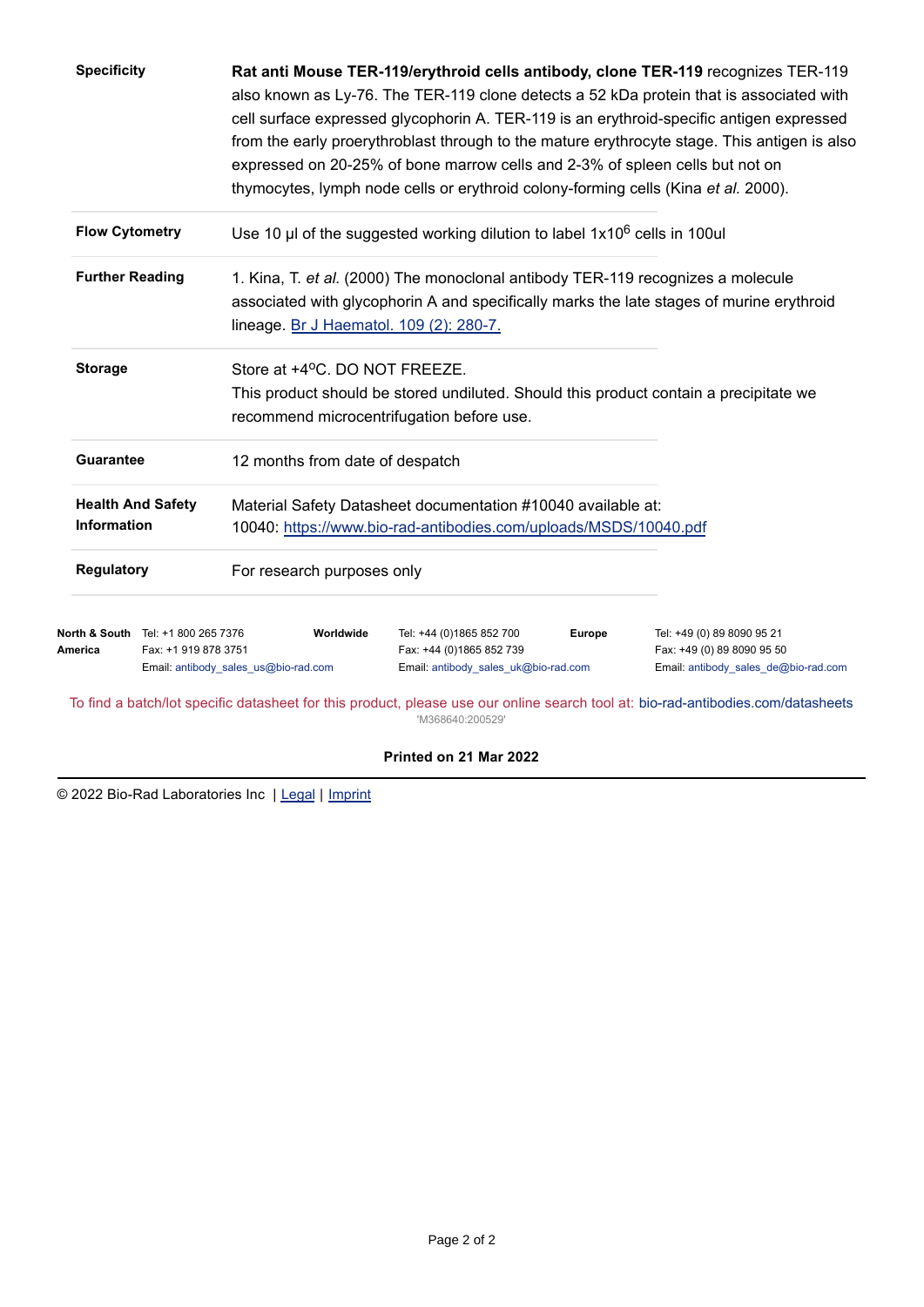| | |
|---|---|
| **Specificity** | **Rat anti Mouse TER-119/erythroid cells antibody, clone TER-119** recognizes TER-119 also known as Ly-76. The TER-119 clone detects a 52 kDa protein that is associated with cell surface expressed glycophorin A. TER-119 is an erythroid-specific antigen expressed from the early proerythroblast through to the mature erythrocyte stage. This antigen is also expressed on 20-25% of bone marrow cells and 2-3% of spleen cells but not on thymocytes, lymph node cells or erythroid colony-forming cells (Kina *et al.* 2000). |
| **Flow Cytometry** | Use 10 µl of the suggested working dilution to label $1x10^6$ cells in 100ul |
| **Further Reading** | 1. Kina, T. *et al.* (2000) The monoclonal antibody TER-119 recognizes a molecule associated with glycophorin A and specifically marks the late stages of murine erythroid lineage. Br J Haematol. 109 (2): 280-7. |
| **Storage** | Store at +4$^o$C. DO NOT FREEZE. This product should be stored undiluted. Should this product contain a precipitate we recommend microcentrifugation before use. |
| **Guarantee** | 12 months from date of despatch |
| **Health And Safety Information** | Material Safety Datasheet documentation #10040 available at: 10040: https://www.bio-rad-antibodies.com/uploads/MSDS/10040.pdf |
| **Regulatory** | For research purposes only |

| | | | | | |
|---|---|---|---|---|---|
| **North & South America** | Tel: +1 800 265 7376<br>Fax: +1 919 878 3751<br>Email: antibody_sales_us@bio-rad.com | **Worldwide** | Tel: +44 (0)1865 852 700<br>Fax: +44 (0)1865 852 739<br>Email: antibody_sales_uk@bio-rad.com | **Europe** | Tel: +49 (0) 89 8090 95 21<br>Fax: +49 (0) 89 8090 95 50<br>Email: antibody_sales_de@bio-rad.com |

To find a batch/lot specific datasheet for this product, please use our online search tool at: bio-rad-antibodies.com/datasheets

'M368640:200529'

**Printed on 21 Mar 2022**

© 2022 Bio-Rad Laboratories Inc | Legal | Imprint